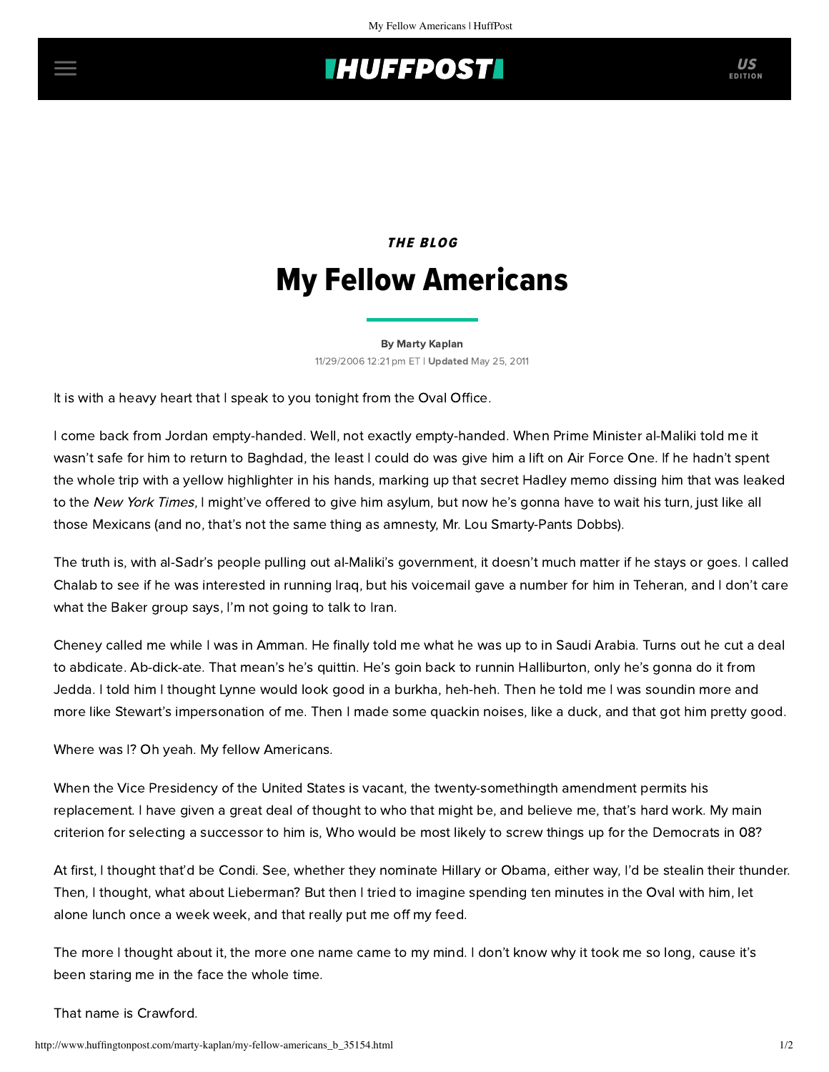THE BLOG

# My Fellow Americans

By Marty Kaplan

11/29/2006 12:21 pm ET | **Updated** May 25, 2011

It is with a heavy heart that I speak to you tonight from the Oval Office.

I come back from Jordan empty-handed. Well, not exactly empty-handed. When Prime Minister al-Maliki told me it wasn't safe for him to return to Baghdad, the least I could do was give him a lift on Air Force One. If he hadn't spent the whole trip with a yellow highlighter in his hands, marking up that secret Hadley memo dissing him that was leaked to the *New York Times*, I might've offered to give him asylum, but now he's gonna have to wait his turn, just like all those Mexicans (and no, that's not the same thing as amnesty, Mr. Lou Smarty-Pants Dobbs).

The truth is, with al-Sadr's people pulling out al-Maliki's government, it doesn't much matter if he stays or goes. I called Chalab to see if he was interested in running Iraq, but his voicemail gave a number for him in Teheran, and I don't care what the Baker group says, I'm not going to talk to Iran.

Cheney called me while I was in Amman. He finally told me what he was up to in Saudi Arabia. Turns out he cut a deal to abdicate. Ab-dick-ate. That mean's he's quittin. He's goin back to runnin Halliburton, only he's gonna do it from Jedda. I told him I thought Lynne would look good in a burkha, heh-heh. Then he told me I was soundin more and more like Stewart's impersonation of me. Then I made some quackin noises, like a duck, and that got him pretty good.

Where was I? Oh yeah. My fellow Americans.

When the Vice Presidency of the United States is vacant, the twenty-somethingth amendment permits his replacement. I have given a great deal of thought to who that might be, and believe me, that's hard work. My main criterion for selecting a successor to him is, Who would be most likely to screw things up for the Democrats in 08?

At first, I thought that'd be Condi. See, whether they nominate Hillary or Obama, either way, I'd be stealin their thunder. Then, I thought, what about Lieberman? But then I tried to imagine spending ten minutes in the Oval with him, let alone lunch once a week week, and that really put me off my feed.

The more I thought about it, the more one name came to my mind. I don't know why it took me so long, cause it's been staring me in the face the whole time.

That name is Crawford.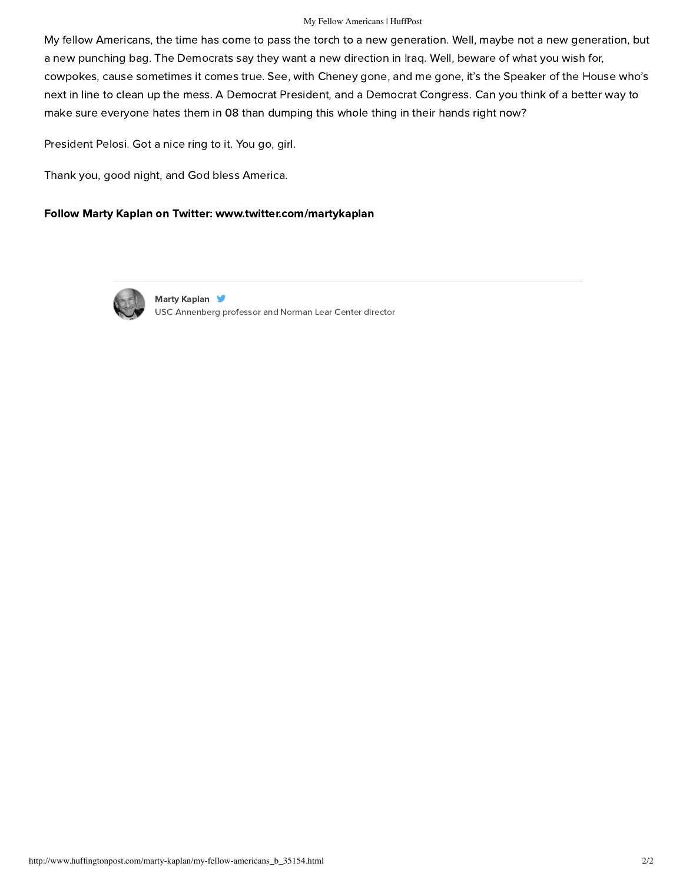My fellow Americans, the time has come to pass the torch to a new generation. Well, maybe not a new generation, but a new punching bag. The Democrats say they want a new direction in Iraq. Well, beware of what you wish for, cowpokes, cause sometimes it comes true. See, with Cheney gone, and me gone, it's the Speaker of the House who's next in line to clean up the mess. A Democrat President, and a Democrat Congress. Can you think of a better way to make sure everyone hates them in 08 than dumping this whole thing in their hands right now?

President Pelosi. Got a nice ring to it. You go, girl.

Thank you, good night, and God bless America.

**Follow Marty Kaplan on Twitter: www.twitter.com/martykaplan**

**Marty Kaplan**
USC Annenberg professor and Norman Lear Center director